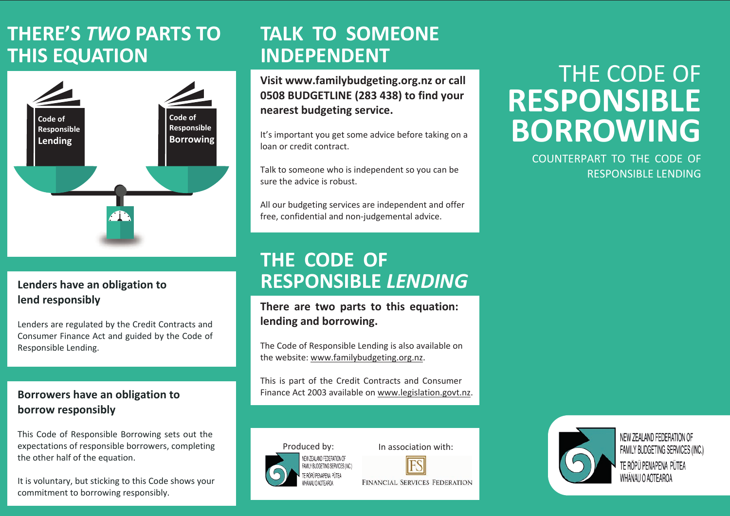# THE CODE OF RESPONSIBLE BORROWING

COUNTERPART TO THE CODE OF RESPONSIBLE LENDING

NEW ZEALAND FEDERATION OF FAMILY BUDGETING SERVICES (INC.)
TE RŌPŪ PENAPENA PŪTEA WHĀNAU O AOTEAROA

## THERE'S *TWO* PARTS TO THIS EQUATION

Code of Responsible **Lending**

Code of Responsible **Borrowing**

### Lenders have an obligation to lend responsibly

Lenders are regulated by the Credit Contracts and Consumer Finance Act and guided by the Code of Responsible Lending.

### Borrowers have an obligation to borrow responsibly

This Code of Responsible Borrowing sets out the expectations of responsible borrowers, completing the other half of the equation.

It is voluntary, but sticking to this Code shows your commitment to borrowing responsibly.

## TALK TO SOMEONE INDEPENDENT

**Visit www.familybudgeting.org.nz or call 0508 BUDGETLINE (283 438) to find your nearest budgeting service.**

It's important you get some advice before taking on a loan or credit contract.

Talk to someone who is independent so you can be sure the advice is robust.

All our budgeting services are independent and offer free, confidential and non-judgemental advice.

## THE CODE OF RESPONSIBLE *LENDING*

**There are two parts to this equation: lending and borrowing.**

The Code of Responsible Lending is also available on the website: www.familybudgeting.org.nz.

This is part of the Credit Contracts and Consumer Finance Act 2003 available on www.legislation.govt.nz.

Produced by: NEW ZEALAND FEDERATION OF FAMILY BUDGETING SERVICES (INC.) TE RŌPŪ PENAPENA PŪTEA WHĀNAU O AOTEAROA

In association with: FINANCIAL SERVICES FEDERATION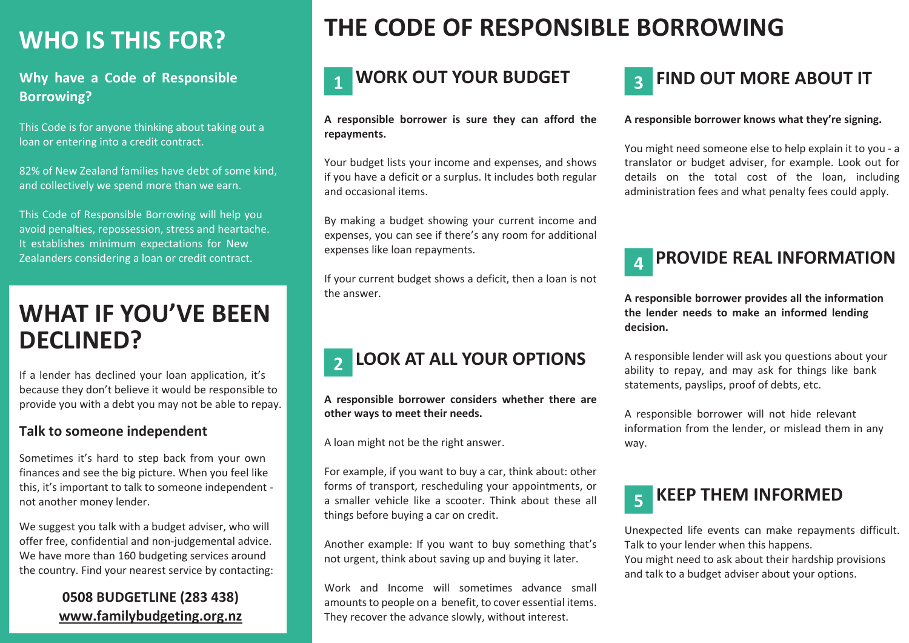# WHO IS THIS FOR?

### Why have a Code of Responsible Borrowing?

This Code is for anyone thinking about taking out a loan or entering into a credit contract.

82% of New Zealand families have debt of some kind, and collectively we spend more than we earn.

This Code of Responsible Borrowing will help you avoid penalties, repossession, stress and heartache. It establishes minimum expectations for New Zealanders considering a loan or credit contract.

# WHAT IF YOU'VE BEEN DECLINED?

If a lender has declined your loan application, it's because they don't believe it would be responsible to provide you with a debt you may not be able to repay.

### Talk to someone independent

Sometimes it's hard to step back from your own finances and see the big picture. When you feel like this, it's important to talk to someone independent - not another money lender.

We suggest you talk with a budget adviser, who will offer free, confidential and non-judgemental advice. We have more than 160 budgeting services around the country. Find your nearest service by contacting:

**0508 BUDGETLINE (283 438)**
**www.familybudgeting.org.nz**

# THE CODE OF RESPONSIBLE BORROWING

## 1 WORK OUT YOUR BUDGET

**A responsible borrower is sure they can afford the repayments.**

Your budget lists your income and expenses, and shows if you have a deficit or a surplus. It includes both regular and occasional items.

By making a budget showing your current income and expenses, you can see if there's any room for additional expenses like loan repayments.

If your current budget shows a deficit, then a loan is not the answer.

## 2 LOOK AT ALL YOUR OPTIONS

**A responsible borrower considers whether there are other ways to meet their needs.**

A loan might not be the right answer.

For example, if you want to buy a car, think about: other forms of transport, rescheduling your appointments, or a smaller vehicle like a scooter. Think about these all things before buying a car on credit.

Another example: If you want to buy something that's not urgent, think about saving up and buying it later.

Work and Income will sometimes advance small amounts to people on a benefit, to cover essential items. They recover the advance slowly, without interest.

## 3 FIND OUT MORE ABOUT IT

**A responsible borrower knows what they're signing.**

You might need someone else to help explain it to you - a translator or budget adviser, for example. Look out for details on the total cost of the loan, including administration fees and what penalty fees could apply.

## 4 PROVIDE REAL INFORMATION

**A responsible borrower provides all the information the lender needs to make an informed lending decision.**

A responsible lender will ask you questions about your ability to repay, and may ask for things like bank statements, payslips, proof of debts, etc.

A responsible borrower will not hide relevant information from the lender, or mislead them in any way.

## 5 KEEP THEM INFORMED

Unexpected life events can make repayments difficult. Talk to your lender when this happens.
You might need to ask about their hardship provisions and talk to a budget adviser about your options.